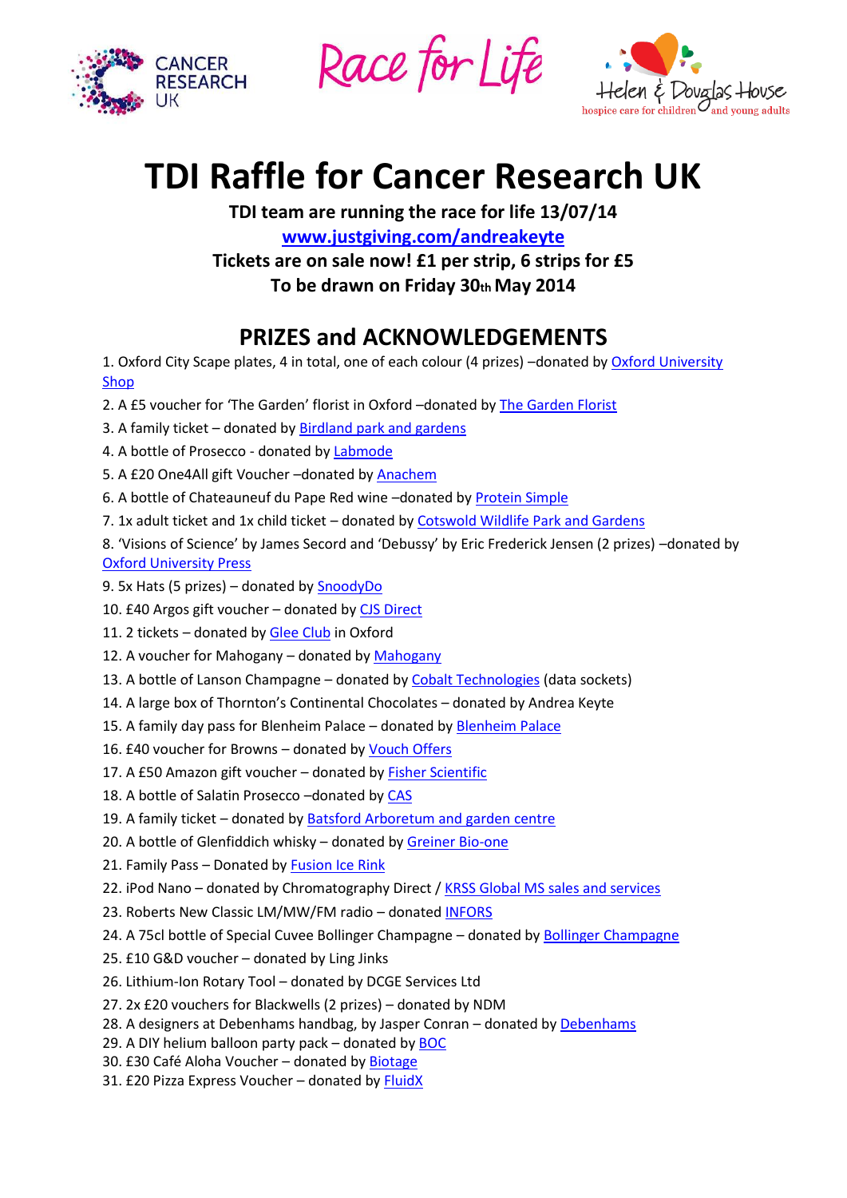CANCER RESEARCH UK

Race for Life

Helen & Douglas House
hospice care for children and young adults

# TDI Raffle for Cancer Research UK

**TDI team are running the race for life 13/07/14**

**www.justgiving.com/andreakeyte**

**Tickets are on sale now! £1 per strip, 6 strips for £5**

**To be drawn on Friday 30th May 2014**

## PRIZES and ACKNOWLEDGEMENTS

1. Oxford City Scape plates, 4 in total, one of each colour (4 prizes) –donated by Oxford University Shop
2. A £5 voucher for 'The Garden' florist in Oxford –donated by The Garden Florist
3. A family ticket – donated by Birdland park and gardens
4. A bottle of Prosecco - donated by Labmode
5. A £20 One4All gift Voucher –donated by Anachem
6. A bottle of Chateauneuf du Pape Red wine –donated by Protein Simple
7. 1x adult ticket and 1x child ticket – donated by Cotswold Wildlife Park and Gardens
8. 'Visions of Science' by James Secord and 'Debussy' by Eric Frederick Jensen (2 prizes) –donated by Oxford University Press
9. 5x Hats (5 prizes) – donated by SnoodyDo
10. £40 Argos gift voucher – donated by CJS Direct
11. 2 tickets – donated by Glee Club in Oxford
12. A voucher for Mahogany – donated by Mahogany
13. A bottle of Lanson Champagne – donated by Cobalt Technologies (data sockets)
14. A large box of Thornton's Continental Chocolates – donated by Andrea Keyte
15. A family day pass for Blenheim Palace – donated by Blenheim Palace
16. £40 voucher for Browns – donated by Vouch Offers
17. A £50 Amazon gift voucher – donated by Fisher Scientific
18. A bottle of Salatin Prosecco –donated by CAS
19. A family ticket – donated by Batsford Arboretum and garden centre
20. A bottle of Glenfiddich whisky – donated by Greiner Bio-one
21. Family Pass – Donated by Fusion Ice Rink
22. iPod Nano – donated by Chromatography Direct / KRSS Global MS sales and services
23. Roberts New Classic LM/MW/FM radio – donated INFORS
24. A 75cl bottle of Special Cuvee Bollinger Champagne – donated by Bollinger Champagne
25. £10 G&D voucher – donated by Ling Jinks
26. Lithium-Ion Rotary Tool – donated by DCGE Services Ltd
27. 2x £20 vouchers for Blackwells (2 prizes) – donated by NDM
28. A designers at Debenhams handbag, by Jasper Conran – donated by Debenhams
29. A DIY helium balloon party pack – donated by BOC
30. £30 Café Aloha Voucher – donated by Biotage
31. £20 Pizza Express Voucher – donated by FluidX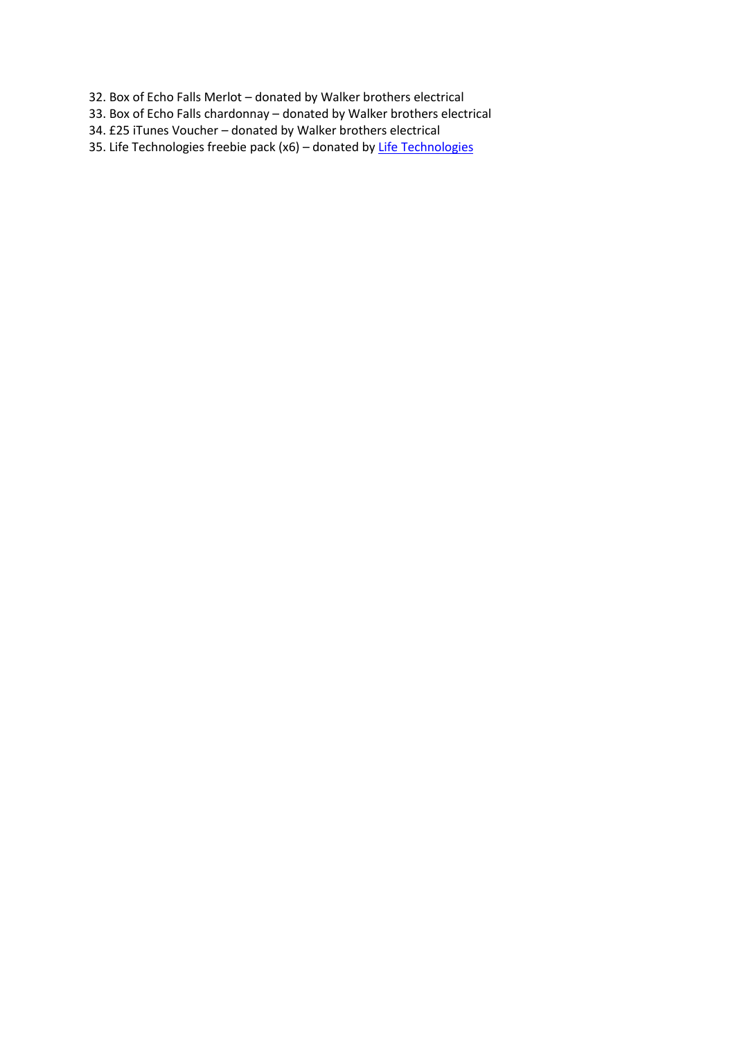32. Box of Echo Falls Merlot – donated by Walker brothers electrical
33. Box of Echo Falls chardonnay – donated by Walker brothers electrical
34. £25 iTunes Voucher – donated by Walker brothers electrical
35. Life Technologies freebie pack (x6) – donated by Life Technologies